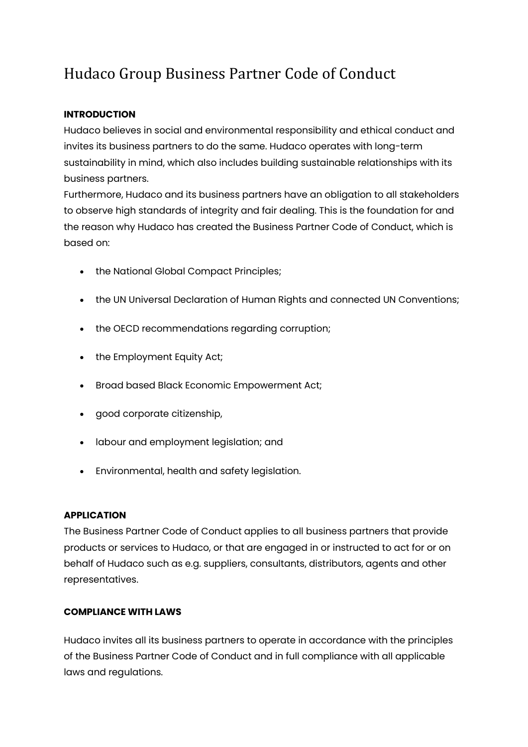# Hudaco Group Business Partner Code of Conduct

**INTRODUCTION**

Hudaco believes in social and environmental responsibility and ethical conduct and invites its business partners to do the same. Hudaco operates with long-term sustainability in mind, which also includes building sustainable relationships with its business partners.

Furthermore, Hudaco and its business partners have an obligation to all stakeholders to observe high standards of integrity and fair dealing. This is the foundation for and the reason why Hudaco has created the Business Partner Code of Conduct, which is based on:

- the National Global Compact Principles;
- the UN Universal Declaration of Human Rights and connected UN Conventions;
- the OECD recommendations regarding corruption;
- the Employment Equity Act;
- Broad based Black Economic Empowerment Act;
- good corporate citizenship,
- labour and employment legislation; and
- Environmental, health and safety legislation.

**APPLICATION**

The Business Partner Code of Conduct applies to all business partners that provide products or services to Hudaco, or that are engaged in or instructed to act for or on behalf of Hudaco such as e.g. suppliers, consultants, distributors, agents and other representatives.

**COMPLIANCE WITH LAWS**

Hudaco invites all its business partners to operate in accordance with the principles of the Business Partner Code of Conduct and in full compliance with all applicable laws and regulations.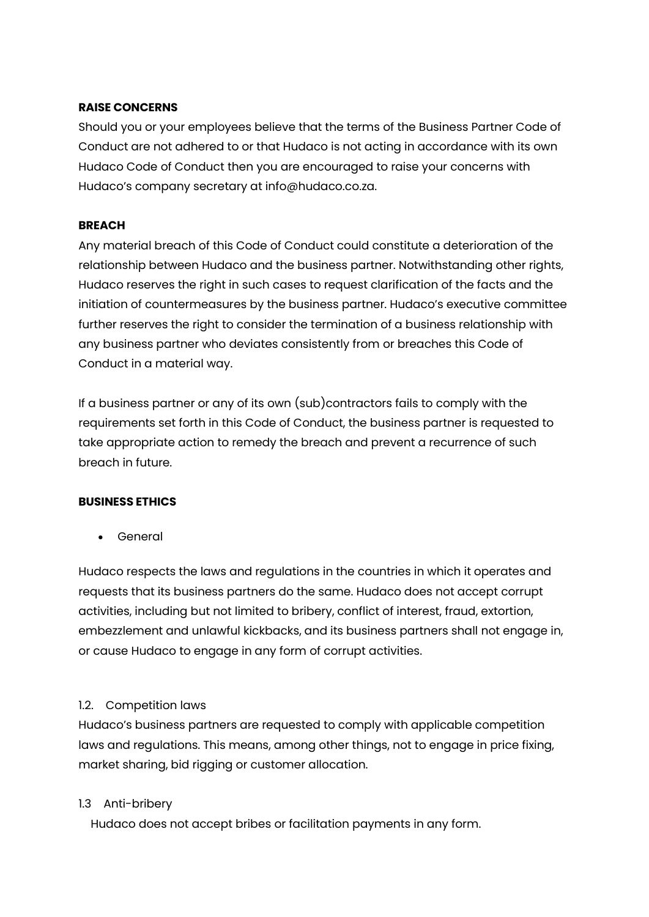**RAISE CONCERNS**

Should you or your employees believe that the terms of the Business Partner Code of Conduct are not adhered to or that Hudaco is not acting in accordance with its own Hudaco Code of Conduct then you are encouraged to raise your concerns with Hudaco's company secretary at info@hudaco.co.za.

**BREACH**

Any material breach of this Code of Conduct could constitute a deterioration of the relationship between Hudaco and the business partner. Notwithstanding other rights, Hudaco reserves the right in such cases to request clarification of the facts and the initiation of countermeasures by the business partner. Hudaco's executive committee further reserves the right to consider the termination of a business relationship with any business partner who deviates consistently from or breaches this Code of Conduct in a material way.

If a business partner or any of its own (sub)contractors fails to comply with the requirements set forth in this Code of Conduct, the business partner is requested to take appropriate action to remedy the breach and prevent a recurrence of such breach in future.

**BUSINESS ETHICS**

- General

Hudaco respects the laws and regulations in the countries in which it operates and requests that its business partners do the same. Hudaco does not accept corrupt activities, including but not limited to bribery, conflict of interest, fraud, extortion, embezzlement and unlawful kickbacks, and its business partners shall not engage in, or cause Hudaco to engage in any form of corrupt activities.

1.2. Competition laws

Hudaco's business partners are requested to comply with applicable competition laws and regulations. This means, among other things, not to engage in price fixing, market sharing, bid rigging or customer allocation.

1.3 Anti-bribery

Hudaco does not accept bribes or facilitation payments in any form.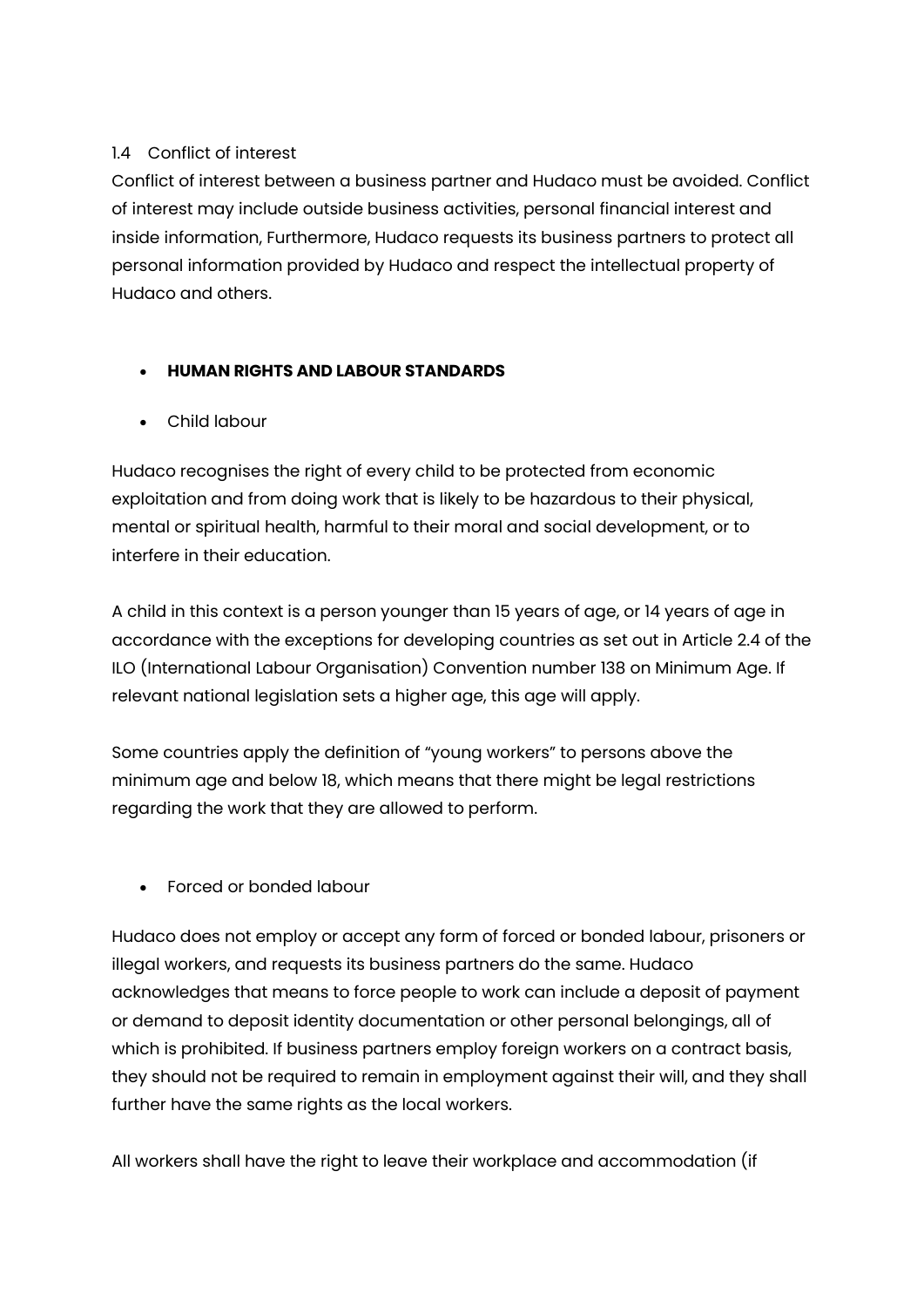1.4 Conflict of interest

Conflict of interest between a business partner and Hudaco must be avoided. Conflict of interest may include outside business activities, personal financial interest and inside information, Furthermore, Hudaco requests its business partners to protect all personal information provided by Hudaco and respect the intellectual property of Hudaco and others.

- **HUMAN RIGHTS AND LABOUR STANDARDS**

- Child labour

Hudaco recognises the right of every child to be protected from economic exploitation and from doing work that is likely to be hazardous to their physical, mental or spiritual health, harmful to their moral and social development, or to interfere in their education.

A child in this context is a person younger than 15 years of age, or 14 years of age in accordance with the exceptions for developing countries as set out in Article 2.4 of the ILO (International Labour Organisation) Convention number 138 on Minimum Age. If relevant national legislation sets a higher age, this age will apply.

Some countries apply the definition of "young workers" to persons above the minimum age and below 18, which means that there might be legal restrictions regarding the work that they are allowed to perform.

- Forced or bonded labour

Hudaco does not employ or accept any form of forced or bonded labour, prisoners or illegal workers, and requests its business partners do the same. Hudaco acknowledges that means to force people to work can include a deposit of payment or demand to deposit identity documentation or other personal belongings, all of which is prohibited. If business partners employ foreign workers on a contract basis, they should not be required to remain in employment against their will, and they shall further have the same rights as the local workers.

All workers shall have the right to leave their workplace and accommodation (if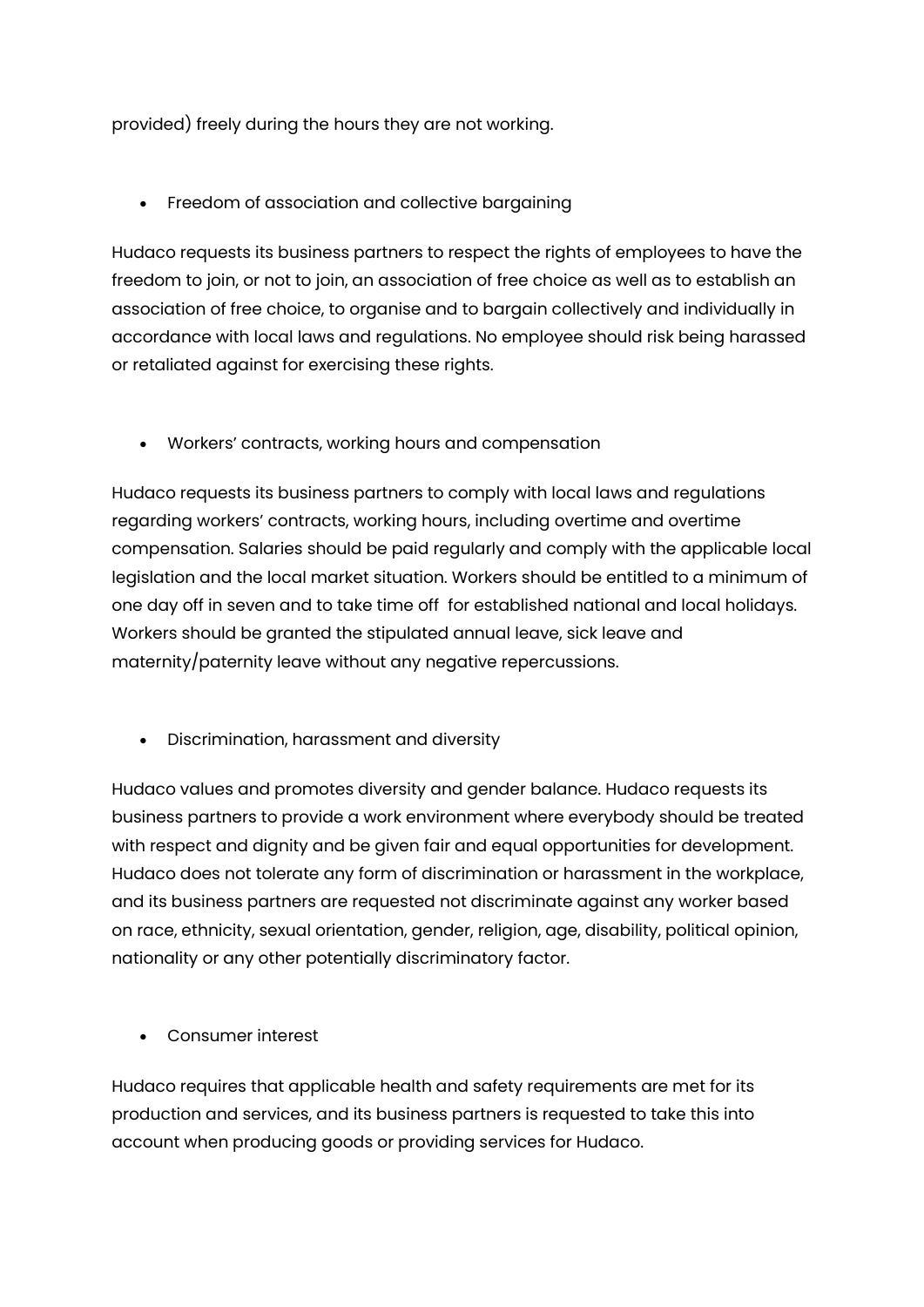provided) freely during the hours they are not working.

- Freedom of association and collective bargaining

Hudaco requests its business partners to respect the rights of employees to have the freedom to join, or not to join, an association of free choice as well as to establish an association of free choice, to organise and to bargain collectively and individually in accordance with local laws and regulations. No employee should risk being harassed or retaliated against for exercising these rights.

- Workers' contracts, working hours and compensation

Hudaco requests its business partners to comply with local laws and regulations regarding workers' contracts, working hours, including overtime and overtime compensation. Salaries should be paid regularly and comply with the applicable local legislation and the local market situation. Workers should be entitled to a minimum of one day off in seven and to take time off for established national and local holidays. Workers should be granted the stipulated annual leave, sick leave and maternity/paternity leave without any negative repercussions.

- Discrimination, harassment and diversity

Hudaco values and promotes diversity and gender balance. Hudaco requests its business partners to provide a work environment where everybody should be treated with respect and dignity and be given fair and equal opportunities for development. Hudaco does not tolerate any form of discrimination or harassment in the workplace, and its business partners are requested not discriminate against any worker based on race, ethnicity, sexual orientation, gender, religion, age, disability, political opinion, nationality or any other potentially discriminatory factor.

- Consumer interest

Hudaco requires that applicable health and safety requirements are met for its production and services, and its business partners is requested to take this into account when producing goods or providing services for Hudaco.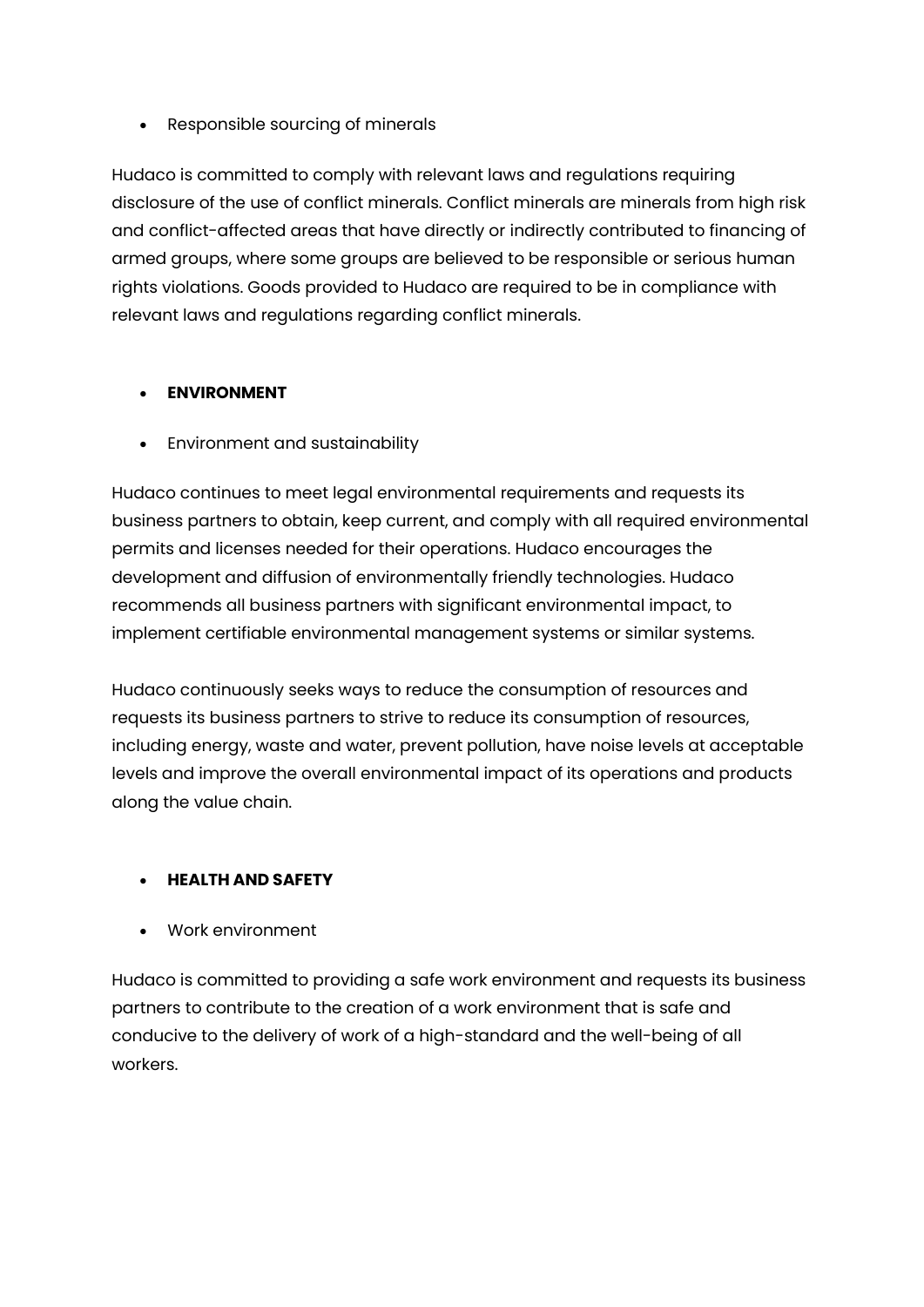- Responsible sourcing of minerals

Hudaco is committed to comply with relevant laws and regulations requiring disclosure of the use of conflict minerals. Conflict minerals are minerals from high risk and conflict-affected areas that have directly or indirectly contributed to financing of armed groups, where some groups are believed to be responsible or serious human rights violations. Goods provided to Hudaco are required to be in compliance with relevant laws and regulations regarding conflict minerals.

- **ENVIRONMENT**

- Environment and sustainability

Hudaco continues to meet legal environmental requirements and requests its business partners to obtain, keep current, and comply with all required environmental permits and licenses needed for their operations. Hudaco encourages the development and diffusion of environmentally friendly technologies. Hudaco recommends all business partners with significant environmental impact, to implement certifiable environmental management systems or similar systems.

Hudaco continuously seeks ways to reduce the consumption of resources and requests its business partners to strive to reduce its consumption of resources, including energy, waste and water, prevent pollution, have noise levels at acceptable levels and improve the overall environmental impact of its operations and products along the value chain.

- **HEALTH AND SAFETY**

- Work environment

Hudaco is committed to providing a safe work environment and requests its business partners to contribute to the creation of a work environment that is safe and conducive to the delivery of work of a high-standard and the well-being of all workers.